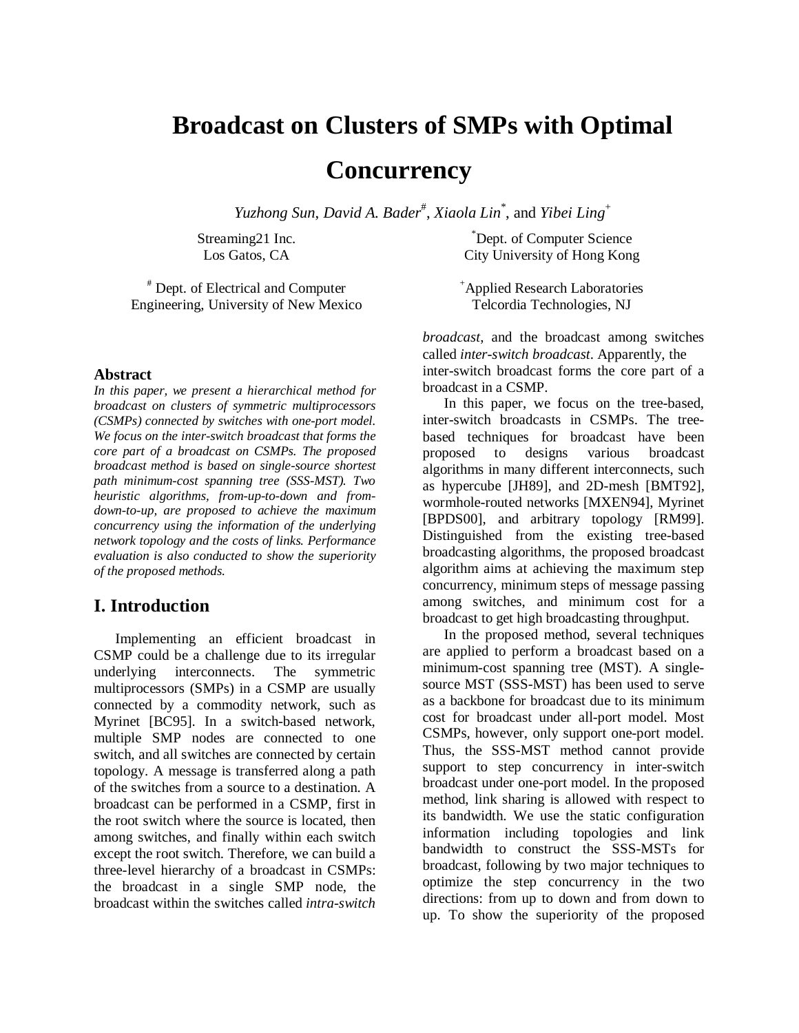# Broadcast on Clusters of SMPs with Optimal Concurrency

*Yuzhong Sun*, *David A. Bader*[#], *Xiaola Lin*[*], and *Yibei Ling*[+]

Streaming21 Inc.
Los Gatos, CA

[*] Dept. of Computer Science
City University of Hong Kong

[#] Dept. of Electrical and Computer Engineering, University of New Mexico

[+] Applied Research Laboratories
Telcordia Technologies, NJ

### Abstract

*In this paper, we present a hierarchical method for broadcast on clusters of symmetric multiprocessors (CSMPs) connected by switches with one-port model. We focus on the inter-switch broadcast that forms the core part of a broadcast on CSMPs. The proposed broadcast method is based on single-source shortest path minimum-cost spanning tree (SSS-MST). Two heuristic algorithms, from-up-to-down and from-down-to-up, are proposed to achieve the maximum concurrency using the information of the underlying network topology and the costs of links. Performance evaluation is also conducted to show the superiority of the proposed methods.*

## I. Introduction

Implementing an efficient broadcast in CSMP could be a challenge due to its irregular underlying interconnects. The symmetric multiprocessors (SMPs) in a CSMP are usually connected by a commodity network, such as Myrinet [BC95]. In a switch-based network, multiple SMP nodes are connected to one switch, and all switches are connected by certain topology. A message is transferred along a path of the switches from a source to a destination. A broadcast can be performed in a CSMP, first in the root switch where the source is located, then among switches, and finally within each switch except the root switch. Therefore, we can build a three-level hierarchy of a broadcast in CSMPs: the broadcast in a single SMP node, the broadcast within the switches called *intra-switch broadcast*, and the broadcast among switches called *inter-switch broadcast*. Apparently, the inter-switch broadcast forms the core part of a broadcast in a CSMP.

In this paper, we focus on the tree-based, inter-switch broadcasts in CSMPs. The tree-based techniques for broadcast have been proposed to designs various broadcast algorithms in many different interconnects, such as hypercube [JH89], and 2D-mesh [BMT92], wormhole-routed networks [MXEN94], Myrinet [BPDS00], and arbitrary topology [RM99]. Distinguished from the existing tree-based broadcasting algorithms, the proposed broadcast algorithm aims at achieving the maximum step concurrency, minimum steps of message passing among switches, and minimum cost for a broadcast to get high broadcasting throughput.

In the proposed method, several techniques are applied to perform a broadcast based on a minimum-cost spanning tree (MST). A single-source MST (SSS-MST) has been used to serve as a backbone for broadcast due to its minimum cost for broadcast under all-port model. Most CSMPs, however, only support one-port model. Thus, the SSS-MST method cannot provide support to step concurrency in inter-switch broadcast under one-port model. In the proposed method, link sharing is allowed with respect to its bandwidth. We use the static configuration information including topologies and link bandwidth to construct the SSS-MSTs for broadcast, following by two major techniques to optimize the step concurrency in the two directions: from up to down and from down to up. To show the superiority of the proposed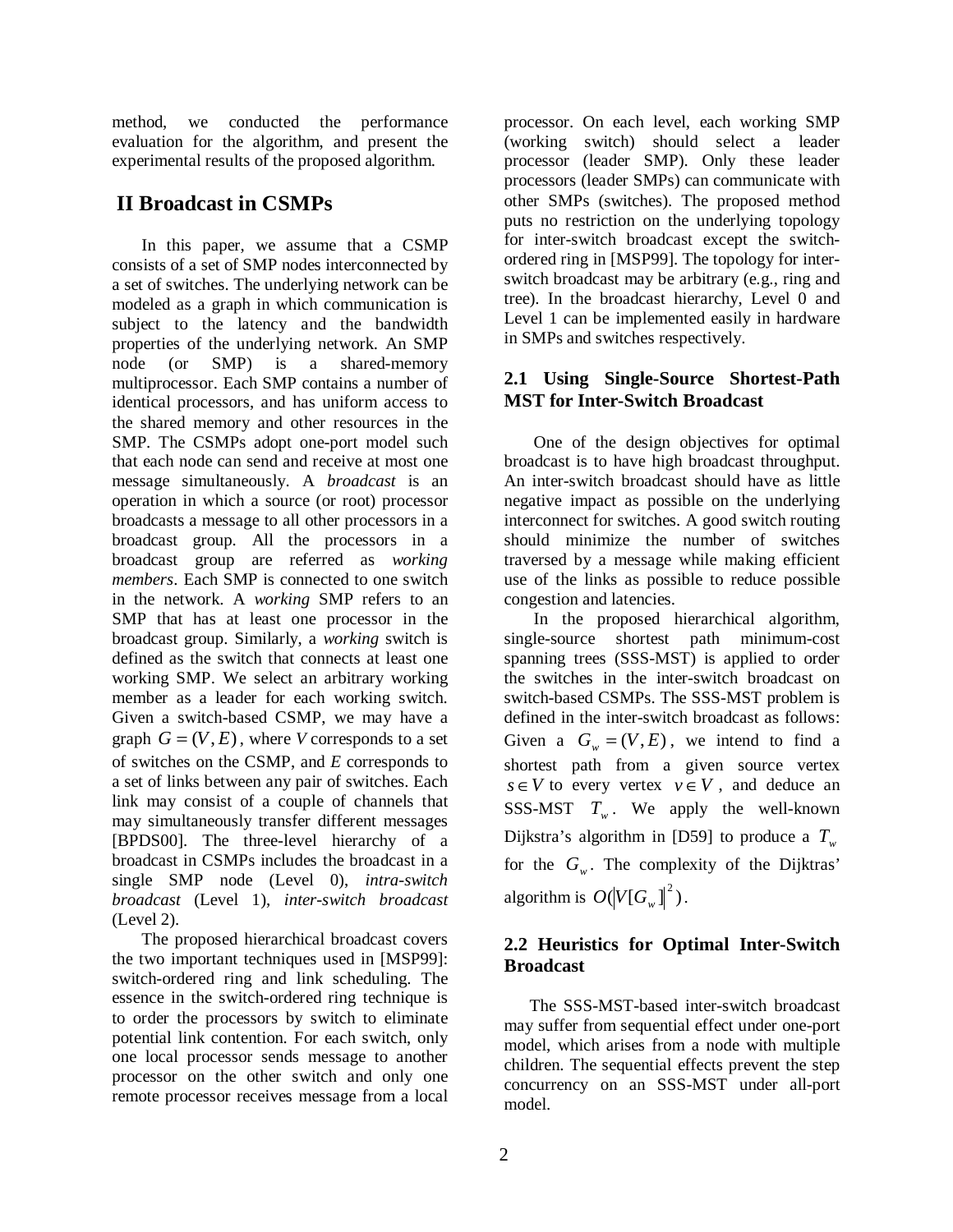method, we conducted the performance evaluation for the algorithm, and present the experimental results of the proposed algorithm.

## II Broadcast in CSMPs

In this paper, we assume that a CSMP consists of a set of SMP nodes interconnected by a set of switches. The underlying network can be modeled as a graph in which communication is subject to the latency and the bandwidth properties of the underlying network. An SMP node (or SMP) is a shared-memory multiprocessor. Each SMP contains a number of identical processors, and has uniform access to the shared memory and other resources in the SMP. The CSMPs adopt one-port model such that each node can send and receive at most one message simultaneously. A *broadcast* is an operation in which a source (or root) processor broadcasts a message to all other processors in a broadcast group. All the processors in a broadcast group are referred as *working members*. Each SMP is connected to one switch in the network. A *working* SMP refers to an SMP that has at least one processor in the broadcast group. Similarly, a *working* switch is defined as the switch that connects at least one working SMP. We select an arbitrary working member as a leader for each working switch. Given a switch-based CSMP, we may have a graph $G = (V, E)$, where *V* corresponds to a set of switches on the CSMP, and *E* corresponds to a set of links between any pair of switches. Each link may consist of a couple of channels that may simultaneously transfer different messages [BPDS00]. The three-level hierarchy of a broadcast in CSMPs includes the broadcast in a single SMP node (Level 0), *intra-switch broadcast* (Level 1), *inter-switch broadcast* (Level 2).

The proposed hierarchical broadcast covers the two important techniques used in [MSP99]: switch-ordered ring and link scheduling. The essence in the switch-ordered ring technique is to order the processors by switch to eliminate potential link contention. For each switch, only one local processor sends message to another processor on the other switch and only one remote processor receives message from a local processor. On each level, each working SMP (working switch) should select a leader processor (leader SMP). Only these leader processors (leader SMPs) can communicate with other SMPs (switches). The proposed method puts no restriction on the underlying topology for inter-switch broadcast except the switch-ordered ring in [MSP99]. The topology for inter-switch broadcast may be arbitrary (e.g., ring and tree). In the broadcast hierarchy, Level 0 and Level 1 can be implemented easily in hardware in SMPs and switches respectively.

### 2.1 Using Single-Source Shortest-Path MST for Inter-Switch Broadcast

One of the design objectives for optimal broadcast is to have high broadcast throughput. An inter-switch broadcast should have as little negative impact as possible on the underlying interconnect for switches. A good switch routing should minimize the number of switches traversed by a message while making efficient use of the links as possible to reduce possible congestion and latencies.

In the proposed hierarchical algorithm, single-source shortest path minimum-cost spanning trees (SSS-MST) is applied to order the switches in the inter-switch broadcast on switch-based CSMPs. The SSS-MST problem is defined in the inter-switch broadcast as follows: Given a $G_w = (V, E)$, we intend to find a shortest path from a given source vertex $s \in V$ to every vertex $v \in V$, and deduce an SSS-MST $T_w$. We apply the well-known Dijkstra's algorithm in [D59] to produce a $T_w$ for the $G_w$. The complexity of the Dijktras' algorithm is $O(|V[G_w]|^2)$.

### 2.2 Heuristics for Optimal Inter-Switch Broadcast

The SSS-MST-based inter-switch broadcast may suffer from sequential effect under one-port model, which arises from a node with multiple children. The sequential effects prevent the step concurrency on an SSS-MST under all-port model.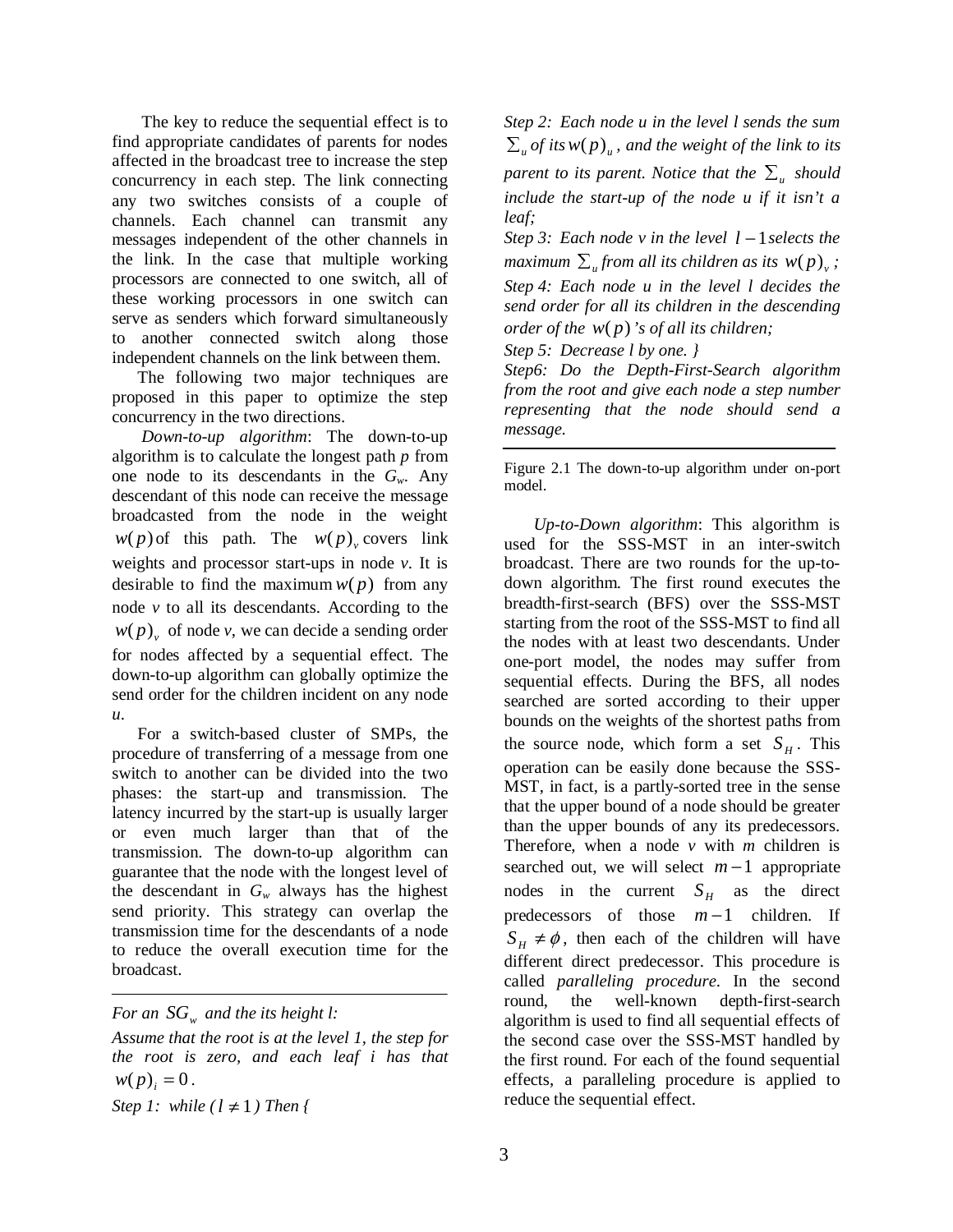The key to reduce the sequential effect is to find appropriate candidates of parents for nodes affected in the broadcast tree to increase the step concurrency in each step. The link connecting any two switches consists of a couple of channels. Each channel can transmit any messages independent of the other channels in the link. In the case that multiple working processors are connected to one switch, all of these working processors in one switch can serve as senders which forward simultaneously to another connected switch along those independent channels on the link between them.

The following two major techniques are proposed in this paper to optimize the step concurrency in the two directions.

*Down-to-up algorithm*: The down-to-up algorithm is to calculate the longest path *p* from one node to its descendants in the $G_w$. Any descendant of this node can receive the message broadcasted from the node in the weight $w(p)$ of this path. The $w(p)_v$ covers link weights and processor start-ups in node *v*. It is desirable to find the maximum $w(p)$ from any node *v* to all its descendants. According to the $w(p)_v$ of node *v*, we can decide a sending order for nodes affected by a sequential effect. The down-to-up algorithm can globally optimize the send order for the children incident on any node *u*.

For a switch-based cluster of SMPs, the procedure of transferring of a message from one switch to another can be divided into the two phases: the start-up and transmission. The latency incurred by the start-up is usually larger or even much larger than that of the transmission. The down-to-up algorithm can guarantee that the node with the longest level of the descendant in $G_w$ always has the highest send priority. This strategy can overlap the transmission time for the descendants of a node to reduce the overall execution time for the broadcast.

---

*For an $SG_w$ and the its height l:*

*Assume that the root is at the level 1, the step for the root is zero, and each leaf i has that $w(p)_i = 0$.*

*Step 1: while ($l \neq 1$) Then {*

*Step 2: Each node u in the level l sends the sum $\sum_u$ of its $w(p)_u$, and the weight of the link to its parent to its parent. Notice that the $\sum_u$ should include the start-up of the node u if it isn't a leaf;*

*Step 3: Each node v in the level $l-1$ selects the maximum $\sum_u$ from all its children as its $w(p)_v$;*

*Step 4: Each node u in the level l decides the send order for all its children in the descending order of the $w(p)$'s of all its children;*

*Step 5: Decrease l by one. }*

*Step6: Do the Depth-First-Search algorithm from the root and give each node a step number representing that the node should send a message.*

---

Figure 2.1 The down-to-up algorithm under on-port model.

*Up-to-Down algorithm*: This algorithm is used for the SSS-MST in an inter-switch broadcast. There are two rounds for the up-to-down algorithm. The first round executes the breadth-first-search (BFS) over the SSS-MST starting from the root of the SSS-MST to find all the nodes with at least two descendants. Under one-port model, the nodes may suffer from sequential effects. During the BFS, all nodes searched are sorted according to their upper bounds on the weights of the shortest paths from the source node, which form a set $S_H$. This operation can be easily done because the SSS-MST, in fact, is a partly-sorted tree in the sense that the upper bound of a node should be greater than the upper bounds of any its predecessors. Therefore, when a node *v* with *m* children is searched out, we will select $m-1$ appropriate nodes in the current $S_H$ as the direct predecessors of those $m-1$ children. If $S_H \neq \phi$, then each of the children will have different direct predecessor. This procedure is called *paralleling procedure*. In the second round, the well-known depth-first-search algorithm is used to find all sequential effects of the second case over the SSS-MST handled by the first round. For each of the found sequential effects, a paralleling procedure is applied to reduce the sequential effect.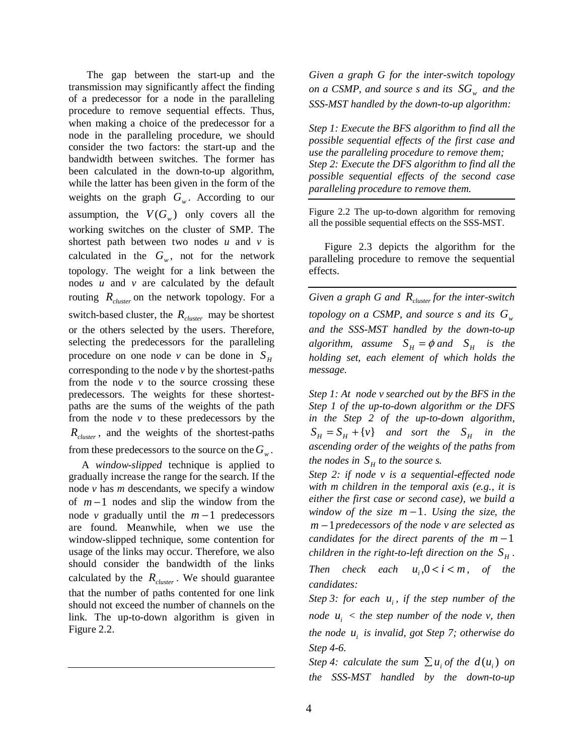The gap between the start-up and the transmission may significantly affect the finding of a predecessor for a node in the paralleling procedure to remove sequential effects. Thus, when making a choice of the predecessor for a node in the paralleling procedure, we should consider the two factors: the start-up and the bandwidth between switches. The former has been calculated in the down-to-up algorithm, while the latter has been given in the form of the weights on the graph $G_w$. According to our assumption, the $V(G_w)$ only covers all the working switches on the cluster of SMP. The shortest path between two nodes *u* and *v* is calculated in the $G_w$, not for the network topology. The weight for a link between the nodes *u* and *v* are calculated by the default routing $R_{cluster}$ on the network topology. For a switch-based cluster, the $R_{cluster}$ may be shortest or the others selected by the users. Therefore, selecting the predecessors for the paralleling procedure on one node *v* can be done in $S_H$ corresponding to the node *v* by the shortest-paths from the node *v* to the source crossing these predecessors. The weights for these shortest-paths are the sums of the weights of the path from the node *v* to these predecessors by the $R_{cluster}$, and the weights of the shortest-paths from these predecessors to the source on the $G_w$.

A *window-slipped* technique is applied to gradually increase the range for the search. If the node *v* has *m* descendants, we specify a window of $m-1$ nodes and slip the window from the node *v* gradually until the $m-1$ predecessors are found. Meanwhile, when we use the window-slipped technique, some contention for usage of the links may occur. Therefore, we also should consider the bandwidth of the links calculated by the $R_{cluster}$. We should guarantee that the number of paths contented for one link should not exceed the number of channels on the link. The up-to-down algorithm is given in Figure 2.2.

---

*Given a graph G for the inter-switch topology on a CSMP, and source s and its $SG_w$ and the SSS-MST handled by the down-to-up algorithm:*

*Step 1: Execute the BFS algorithm to find all the possible sequential effects of the first case and use the paralleling procedure to remove them;*
*Step 2: Execute the DFS algorithm to find all the possible sequential effects of the second case paralleling procedure to remove them.*

---

Figure 2.2 The up-to-down algorithm for removing all the possible sequential effects on the SSS-MST.

Figure 2.3 depicts the algorithm for the paralleling procedure to remove the sequential effects.

---

*Given a graph G and $R_{cluster}$ for the inter-switch topology on a CSMP, and source s and its $G_w$ and the SSS-MST handled by the down-to-up algorithm, assume $S_H = \phi$ and $S_H$ is the holding set, each element of which holds the message.*

*Step 1: At node v searched out by the BFS in the Step 1 of the up-to-down algorithm or the DFS in the Step 2 of the up-to-down algorithm, $S_H = S_H + \{v\}$ and sort the $S_H$ in the ascending order of the weights of the paths from the nodes in $S_H$ to the source s.*
*Step 2: if node v is a sequential-effected node with m children in the temporal axis (e.g., it is either the first case or second case), we build a window of the size $m-1$. Using the size, the $m-1$ predecessors of the node v are selected as candidates for the direct parents of the $m-1$ children in the right-to-left direction on the $S_H$. Then check each $u_i, 0 < i < m$, of the candidates:*
*Step 3: for each $u_i$, if the step number of the node $u_i$ < the step number of the node v, then the node $u_i$ is invalid, got Step 7; otherwise do Step 4-6.*
*Step 4: calculate the sum $\sum u_i$ of the $d(u_i)$ on the SSS-MST handled by the down-to-up*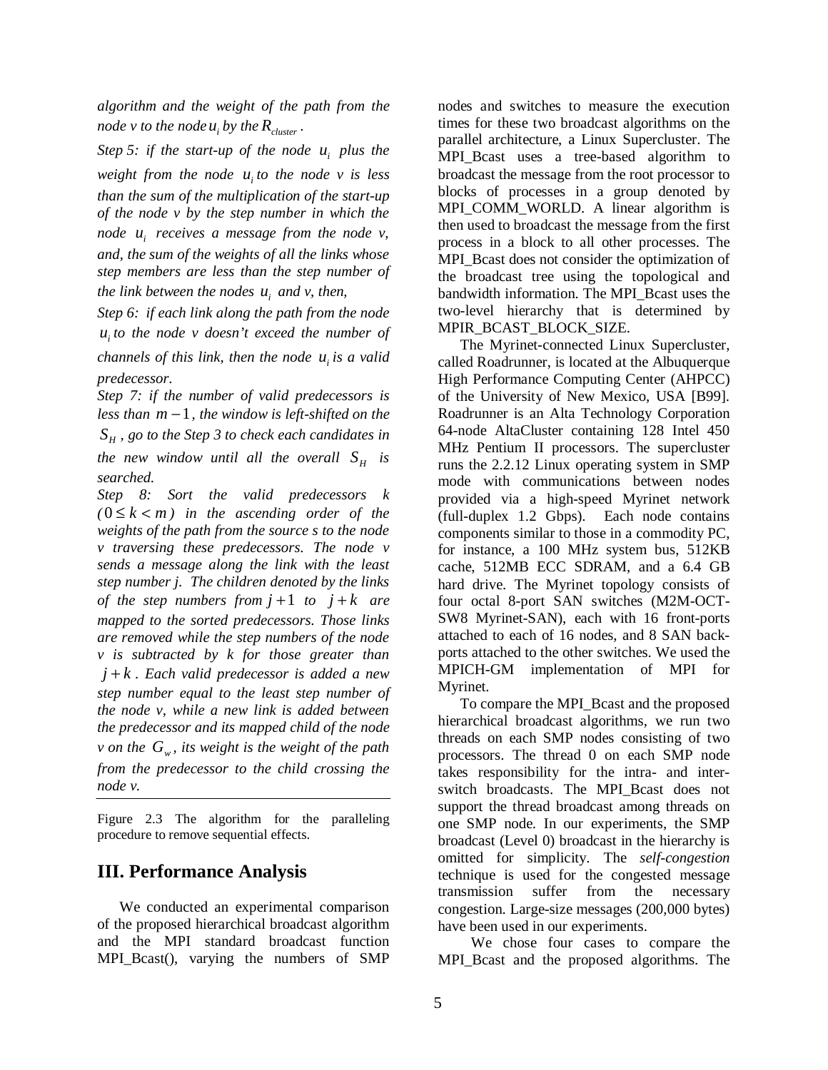*algorithm and the weight of the path from the node v to the node $u_i$ by the $R_{cluster}$.*

*Step 5: if the start-up of the node $u_i$ plus the weight from the node $u_i$ to the node v is less than the sum of the multiplication of the start-up of the node v by the step number in which the node $u_i$ receives a message from the node v, and, the sum of the weights of all the links whose step members are less than the step number of the link between the nodes $u_i$ and v, then,*

*Step 6: if each link along the path from the node $u_i$ to the node v doesn't exceed the number of channels of this link, then the node $u_i$ is a valid predecessor.*

*Step 7: if the number of valid predecessors is less than $m-1$, the window is left-shifted on the $S_H$, go to the Step 3 to check each candidates in the new window until all the overall $S_H$ is searched.*

*Step 8: Sort the valid predecessors k ($0 \le k < m$) in the ascending order of the weights of the path from the source s to the node v traversing these predecessors. The node v sends a message along the link with the least step number j. The children denoted by the links of the step numbers from $j+1$ to $j+k$ are mapped to the sorted predecessors. Those links are removed while the step numbers of the node v is subtracted by k for those greater than $j+k$. Each valid predecessor is added a new step number equal to the least step number of the node v, while a new link is added between the predecessor and its mapped child of the node v on the $G_w$, its weight is the weight of the path from the predecessor to the child crossing the node v.*

Figure 2.3 The algorithm for the paralleling procedure to remove sequential effects.

## III. Performance Analysis

We conducted an experimental comparison of the proposed hierarchical broadcast algorithm and the MPI standard broadcast function MPI_Bcast(), varying the numbers of SMP nodes and switches to measure the execution times for these two broadcast algorithms on the parallel architecture, a Linux Supercluster. The MPI_Bcast uses a tree-based algorithm to broadcast the message from the root processor to blocks of processes in a group denoted by MPI_COMM_WORLD. A linear algorithm is then used to broadcast the message from the first process in a block to all other processes. The MPI_Bcast does not consider the optimization of the broadcast tree using the topological and bandwidth information. The MPI_Bcast uses the two-level hierarchy that is determined by MPIR_BCAST_BLOCK_SIZE.

The Myrinet-connected Linux Supercluster, called Roadrunner, is located at the Albuquerque High Performance Computing Center (AHPCC) of the University of New Mexico, USA [B99]. Roadrunner is an Alta Technology Corporation 64-node AltaCluster containing 128 Intel 450 MHz Pentium II processors. The supercluster runs the 2.2.12 Linux operating system in SMP mode with communications between nodes provided via a high-speed Myrinet network (full-duplex 1.2 Gbps). Each node contains components similar to those in a commodity PC, for instance, a 100 MHz system bus, 512KB cache, 512MB ECC SDRAM, and a 6.4 GB hard drive. The Myrinet topology consists of four octal 8-port SAN switches (M2M-OCT-SW8 Myrinet-SAN), each with 16 front-ports attached to each of 16 nodes, and 8 SAN back-ports attached to the other switches. We used the MPICH-GM implementation of MPI for Myrinet.

To compare the MPI_Bcast and the proposed hierarchical broadcast algorithms, we run two threads on each SMP nodes consisting of two processors. The thread 0 on each SMP node takes responsibility for the intra- and inter-switch broadcasts. The MPI_Bcast does not support the thread broadcast among threads on one SMP node. In our experiments, the SMP broadcast (Level 0) broadcast in the hierarchy is omitted for simplicity. The *self-congestion* technique is used for the congested message transmission suffer from the necessary congestion. Large-size messages (200,000 bytes) have been used in our experiments.

We chose four cases to compare the MPI_Bcast and the proposed algorithms. The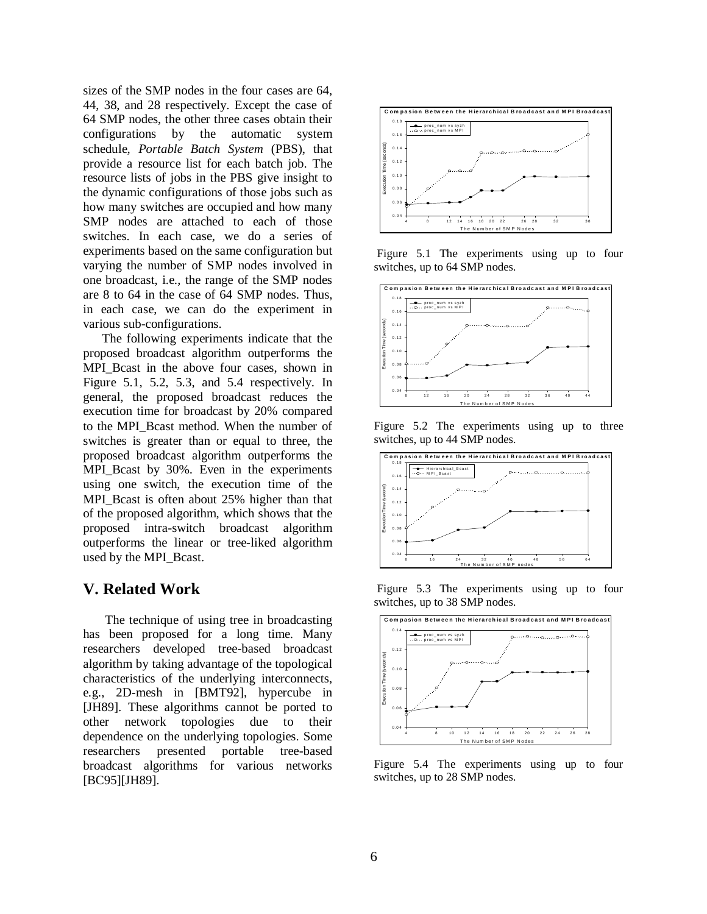sizes of the SMP nodes in the four cases are 64, 44, 38, and 28 respectively. Except the case of 64 SMP nodes, the other three cases obtain their configurations by the automatic system schedule, *Portable Batch System* (PBS), that provide a resource list for each batch job. The resource lists of jobs in the PBS give insight to the dynamic configurations of those jobs such as how many switches are occupied and how many SMP nodes are attached to each of those switches. In each case, we do a series of experiments based on the same configuration but varying the number of SMP nodes involved in one broadcast, i.e., the range of the SMP nodes are 8 to 64 in the case of 64 SMP nodes. Thus, in each case, we can do the experiment in various sub-configurations.

The following experiments indicate that the proposed broadcast algorithm outperforms the MPI_Bcast in the above four cases, shown in Figure 5.1, 5.2, 5.3, and 5.4 respectively. In general, the proposed broadcast reduces the execution time for broadcast by 20% compared to the MPI_Bcast method. When the number of switches is greater than or equal to three, the proposed broadcast algorithm outperforms the MPI_Bcast by 30%. Even in the experiments using one switch, the execution time of the MPI_Bcast is often about 25% higher than that of the proposed algorithm, which shows that the proposed intra-switch broadcast algorithm outperforms the linear or tree-liked algorithm used by the MPI_Bcast.

Figure 5.1 The experiments using up to four switches, up to 64 SMP nodes.

Figure 5.2 The experiments using up to three switches, up to 44 SMP nodes.

Figure 5.3 The experiments using up to four switches, up to 38 SMP nodes.

Figure 5.4 The experiments using up to four switches, up to 28 SMP nodes.

## V. Related Work

The technique of using tree in broadcasting has been proposed for a long time. Many researchers developed tree-based broadcast algorithm by taking advantage of the topological characteristics of the underlying interconnects, e.g., 2D-mesh in [BMT92], hypercube in [JH89]. These algorithms cannot be ported to other network topologies due to their dependence on the underlying topologies. Some researchers presented portable tree-based broadcast algorithms for various networks [BC95][JH89].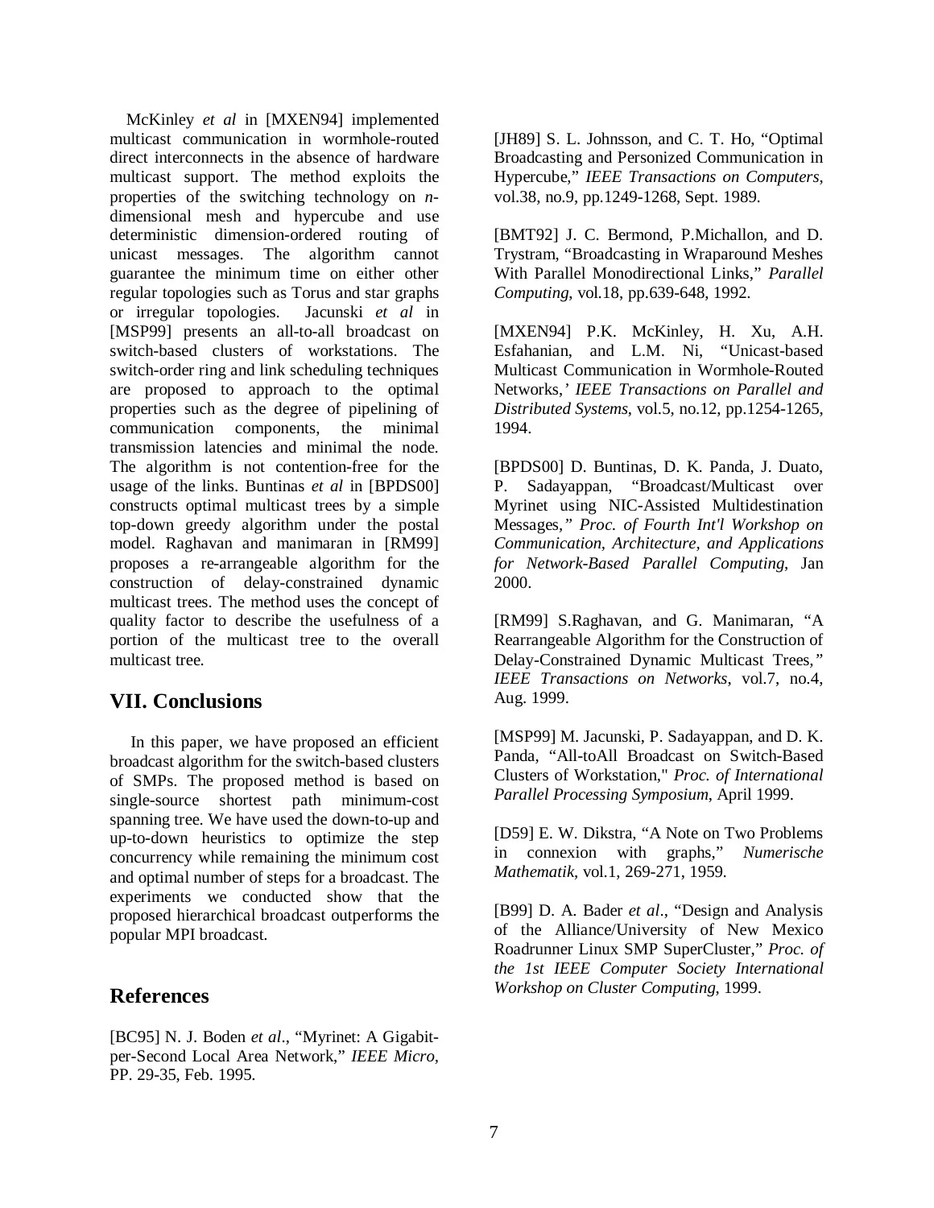McKinley *et al* in [MXEN94] implemented multicast communication in wormhole-routed direct interconnects in the absence of hardware multicast support. The method exploits the properties of the switching technology on *n*-dimensional mesh and hypercube and use deterministic dimension-ordered routing of unicast messages. The algorithm cannot guarantee the minimum time on either other regular topologies such as Torus and star graphs or irregular topologies. Jacunski *et al* in [MSP99] presents an all-to-all broadcast on switch-based clusters of workstations. The switch-order ring and link scheduling techniques are proposed to approach to the optimal properties such as the degree of pipelining of communication components, the minimal transmission latencies and minimal the node. The algorithm is not contention-free for the usage of the links. Buntinas *et al* in [BPDS00] constructs optimal multicast trees by a simple top-down greedy algorithm under the postal model. Raghavan and manimaran in [RM99] proposes a re-arrangeable algorithm for the construction of delay-constrained dynamic multicast trees. The method uses the concept of quality factor to describe the usefulness of a portion of the multicast tree to the overall multicast tree.

## VII. Conclusions

In this paper, we have proposed an efficient broadcast algorithm for the switch-based clusters of SMPs. The proposed method is based on single-source shortest path minimum-cost spanning tree. We have used the down-to-up and up-to-down heuristics to optimize the step concurrency while remaining the minimum cost and optimal number of steps for a broadcast. The experiments we conducted show that the proposed hierarchical broadcast outperforms the popular MPI broadcast.

## References

[BC95] N. J. Boden *et al*., "Myrinet: A Gigabit-per-Second Local Area Network," *IEEE Micro*, PP. 29-35, Feb. 1995.

[JH89] S. L. Johnsson, and C. T. Ho, "Optimal Broadcasting and Personized Communication in Hypercube," *IEEE Transactions on Computers*, vol.38, no.9, pp.1249-1268, Sept. 1989.

[BMT92] J. C. Bermond, P.Michallon, and D. Trystram, "Broadcasting in Wraparound Meshes With Parallel Monodirectional Links," *Parallel Computing*, vol.18, pp.639-648, 1992.

[MXEN94] P.K. McKinley, H. Xu, A.H. Esfahanian, and L.M. Ni, "Unicast-based Multicast Communication in Wormhole-Routed Networks,' *IEEE Transactions on Parallel and Distributed Systems*, vol.5, no.12, pp.1254-1265, 1994.

[BPDS00] D. Buntinas, D. K. Panda, J. Duato, P. Sadayappan, "Broadcast/Multicast over Myrinet using NIC-Assisted Multidestination Messages," *Proc. of Fourth Int'l Workshop on Communication, Architecture, and Applications for Network-Based Parallel Computing*, Jan 2000.

[RM99] S.Raghavan, and G. Manimaran, "A Rearrangeable Algorithm for the Construction of Delay-Constrained Dynamic Multicast Trees," *IEEE Transactions on Networks*, vol.7, no.4, Aug. 1999.

[MSP99] M. Jacunski, P. Sadayappan, and D. K. Panda, "All-toAll Broadcast on Switch-Based Clusters of Workstation," *Proc. of International Parallel Processing Symposium*, April 1999.

[D59] E. W. Dikstra, "A Note on Two Problems in connexion with graphs," *Numerische Mathematik*, vol.1, 269-271, 1959.

[B99] D. A. Bader *et al*., "Design and Analysis of the Alliance/University of New Mexico Roadrunner Linux SMP SuperCluster," *Proc. of the 1st IEEE Computer Society International Workshop on Cluster Computing*, 1999.